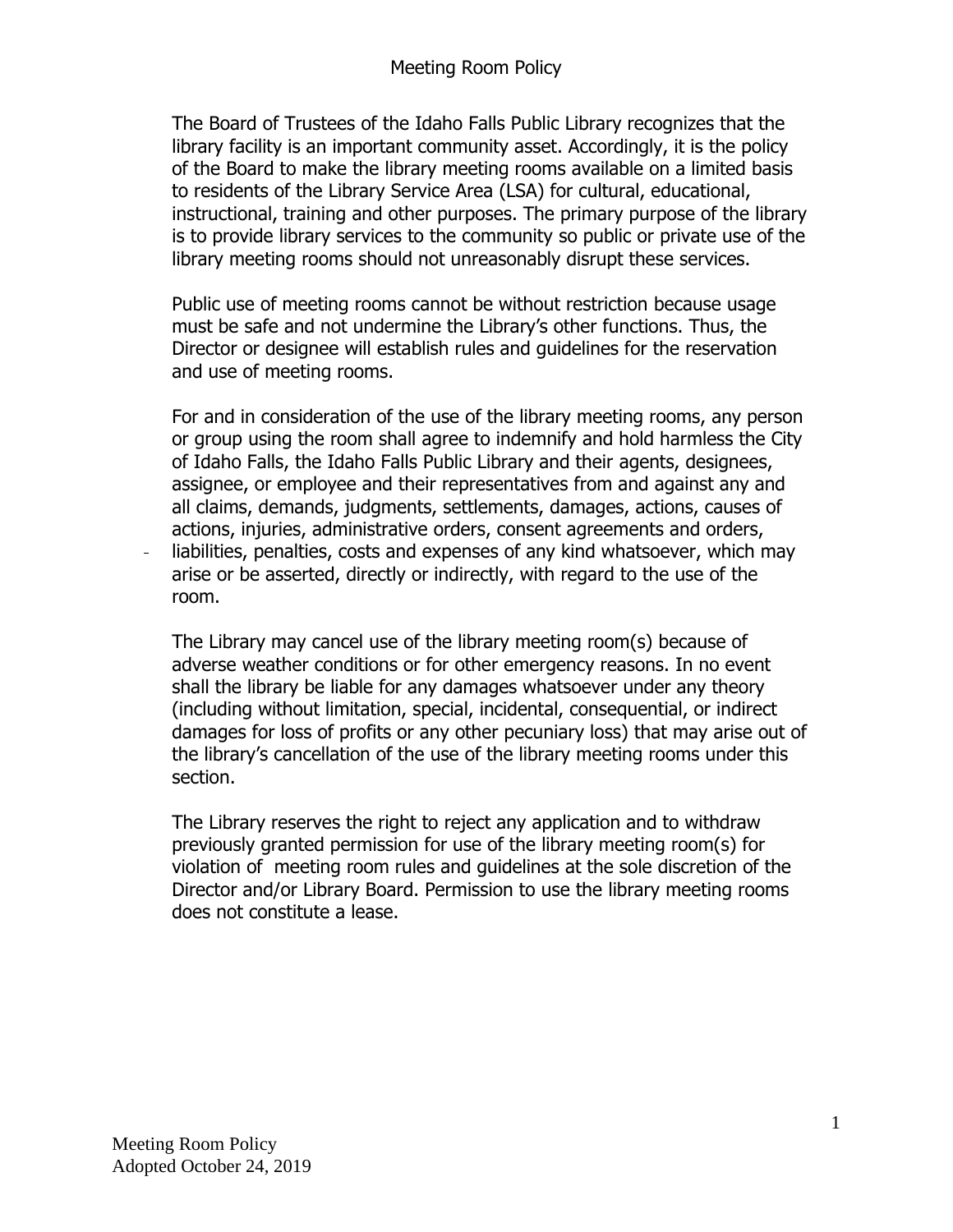# Meeting Room Policy

The Board of Trustees of the Idaho Falls Public Library recognizes that the library facility is an important community asset. Accordingly, it is the policy of the Board to make the library meeting rooms available on a limited basis to residents of the Library Service Area (LSA) for cultural, educational, instructional, training and other purposes. The primary purpose of the library is to provide library services to the community so public or private use of the library meeting rooms should not unreasonably disrupt these services.

Public use of meeting rooms cannot be without restriction because usage must be safe and not undermine the Library's other functions. Thus, the Director or designee will establish rules and guidelines for the reservation and use of meeting rooms.

For and in consideration of the use of the library meeting rooms, any person or group using the room shall agree to indemnify and hold harmless the City of Idaho Falls, the Idaho Falls Public Library and their agents, designees, assignee, or employee and their representatives from and against any and all claims, demands, judgments, settlements, damages, actions, causes of actions, injuries, administrative orders, consent agreements and orders, liabilities, penalties, costs and expenses of any kind whatsoever, which may arise or be asserted, directly or indirectly, with regard to the use of the room.

The Library may cancel use of the library meeting room(s) because of adverse weather conditions or for other emergency reasons. In no event shall the library be liable for any damages whatsoever under any theory (including without limitation, special, incidental, consequential, or indirect damages for loss of profits or any other pecuniary loss) that may arise out of the library's cancellation of the use of the library meeting rooms under this section.

The Library reserves the right to reject any application and to withdraw previously granted permission for use of the library meeting room(s) for violation of meeting room rules and guidelines at the sole discretion of the Director and/or Library Board. Permission to use the library meeting rooms does not constitute a lease.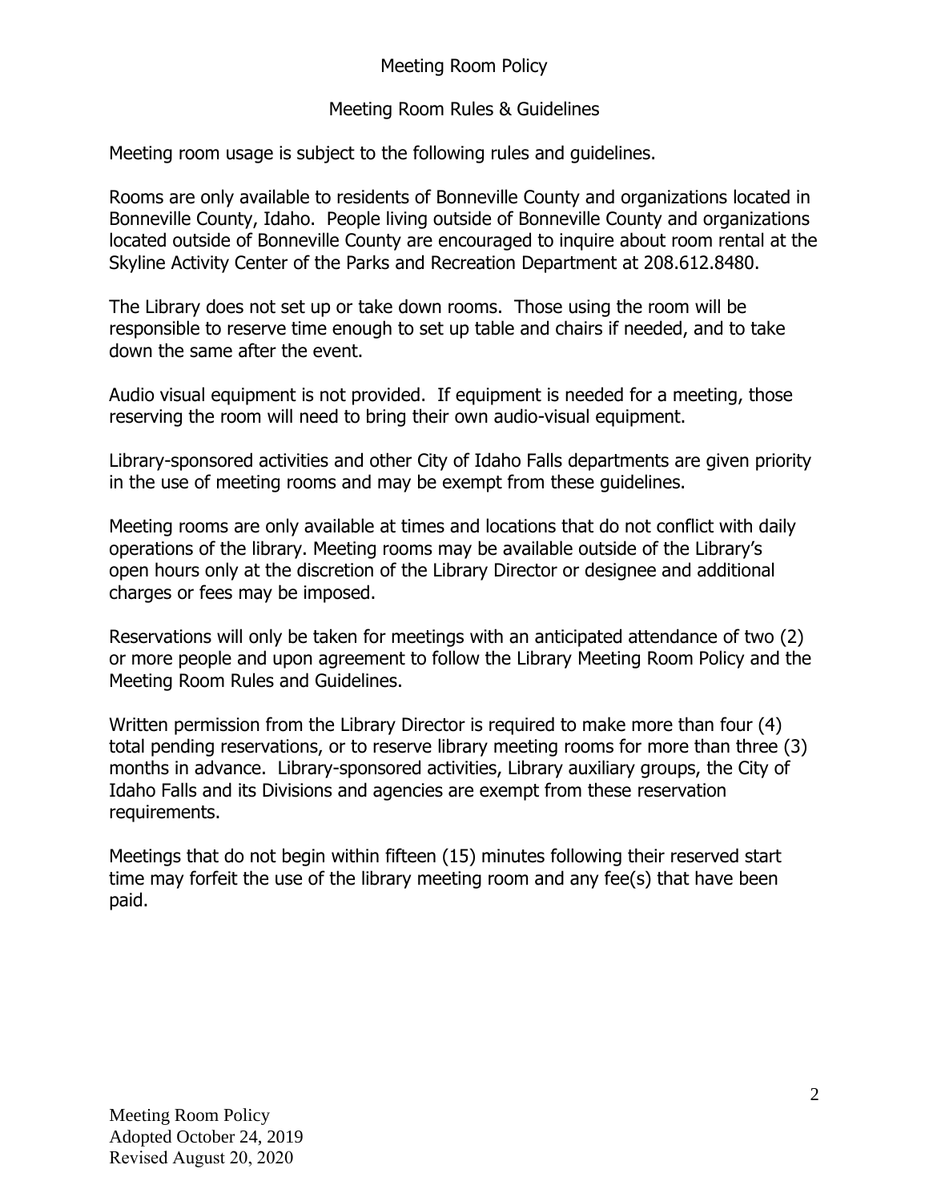## Meeting Room Policy

### Meeting Room Rules & Guidelines

Meeting room usage is subject to the following rules and guidelines.

Rooms are only available to residents of Bonneville County and organizations located in Bonneville County, Idaho. People living outside of Bonneville County and organizations located outside of Bonneville County are encouraged to inquire about room rental at the Skyline Activity Center of the Parks and Recreation Department at 208.612.8480.

The Library does not set up or take down rooms. Those using the room will be responsible to reserve time enough to set up table and chairs if needed, and to take down the same after the event.

Audio visual equipment is not provided. If equipment is needed for a meeting, those reserving the room will need to bring their own audio-visual equipment.

Library-sponsored activities and other City of Idaho Falls departments are given priority in the use of meeting rooms and may be exempt from these guidelines.

Meeting rooms are only available at times and locations that do not conflict with daily operations of the library. Meeting rooms may be available outside of the Library's open hours only at the discretion of the Library Director or designee and additional charges or fees may be imposed.

Reservations will only be taken for meetings with an anticipated attendance of two (2) or more people and upon agreement to follow the Library Meeting Room Policy and the Meeting Room Rules and Guidelines.

Written permission from the Library Director is required to make more than four (4) total pending reservations, or to reserve library meeting rooms for more than three (3) months in advance. Library-sponsored activities, Library auxiliary groups, the City of Idaho Falls and its Divisions and agencies are exempt from these reservation requirements.

Meetings that do not begin within fifteen (15) minutes following their reserved start time may forfeit the use of the library meeting room and any fee(s) that have been paid.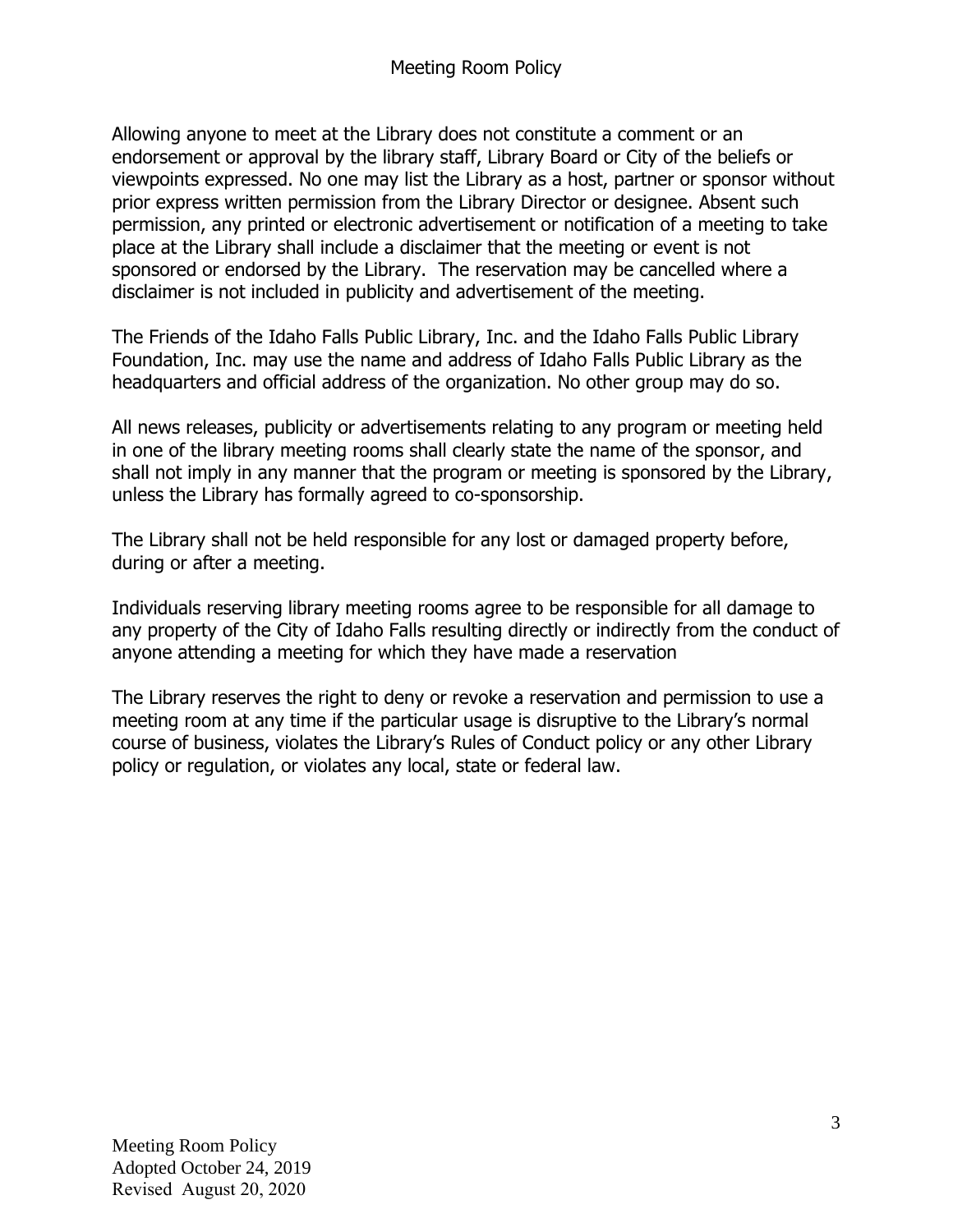Allowing anyone to meet at the Library does not constitute a comment or an endorsement or approval by the library staff, Library Board or City of the beliefs or viewpoints expressed. No one may list the Library as a host, partner or sponsor without prior express written permission from the Library Director or designee. Absent such permission, any printed or electronic advertisement or notification of a meeting to take place at the Library shall include a disclaimer that the meeting or event is not sponsored or endorsed by the Library. The reservation may be cancelled where a disclaimer is not included in publicity and advertisement of the meeting.

The Friends of the Idaho Falls Public Library, Inc. and the Idaho Falls Public Library Foundation, Inc. may use the name and address of Idaho Falls Public Library as the headquarters and official address of the organization. No other group may do so.

All news releases, publicity or advertisements relating to any program or meeting held in one of the library meeting rooms shall clearly state the name of the sponsor, and shall not imply in any manner that the program or meeting is sponsored by the Library, unless the Library has formally agreed to co-sponsorship.

The Library shall not be held responsible for any lost or damaged property before, during or after a meeting.

Individuals reserving library meeting rooms agree to be responsible for all damage to any property of the City of Idaho Falls resulting directly or indirectly from the conduct of anyone attending a meeting for which they have made a reservation

The Library reserves the right to deny or revoke a reservation and permission to use a meeting room at any time if the particular usage is disruptive to the Library's normal course of business, violates the Library's Rules of Conduct policy or any other Library policy or regulation, or violates any local, state or federal law.

Meeting Room Policy
Adopted October 24, 2019
Revised August 20, 2020